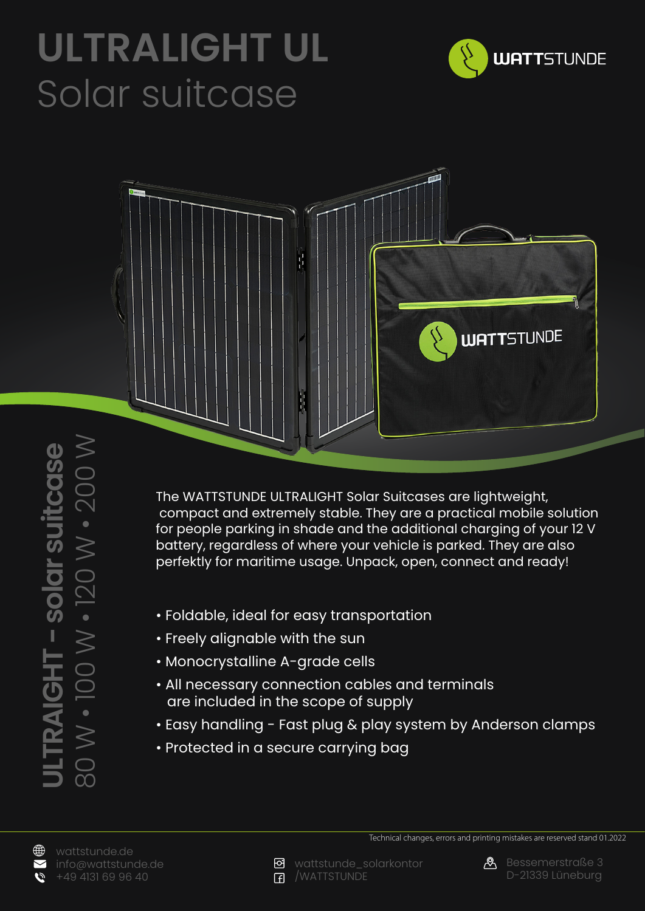# ULTRALIGHT UL
## Solar suitcase

**ULTRAIGHT – solar suitcase**
80 W • 100 W • 120 W • 200 W

The WATTSTUNDE ULTRALIGHT Solar Suitcases are lightweight, compact and extremely stable. They are a practical mobile solution for people parking in shade and the additional charging of your 12 V battery, regardless of where your vehicle is parked. They are also perfektly for maritime usage. Unpack, open, connect and ready!

- Foldable, ideal for easy transportation
- Freely alignable with the sun
- Monocrystalline A-grade cells
- All necessary connection cables and terminals are included in the scope of supply
- Easy handling - Fast plug & play system by Anderson clamps
- Protected in a secure carrying bag

Technical changes, errors and printing mistakes are reserved stand 01.2022

wattstunde.de
info@wattstunde.de
+49 4131 69 96 40

wattstunde_solarkontor
/WATTSTUNDE

Bessemerstraße 3
D-21339 Lüneburg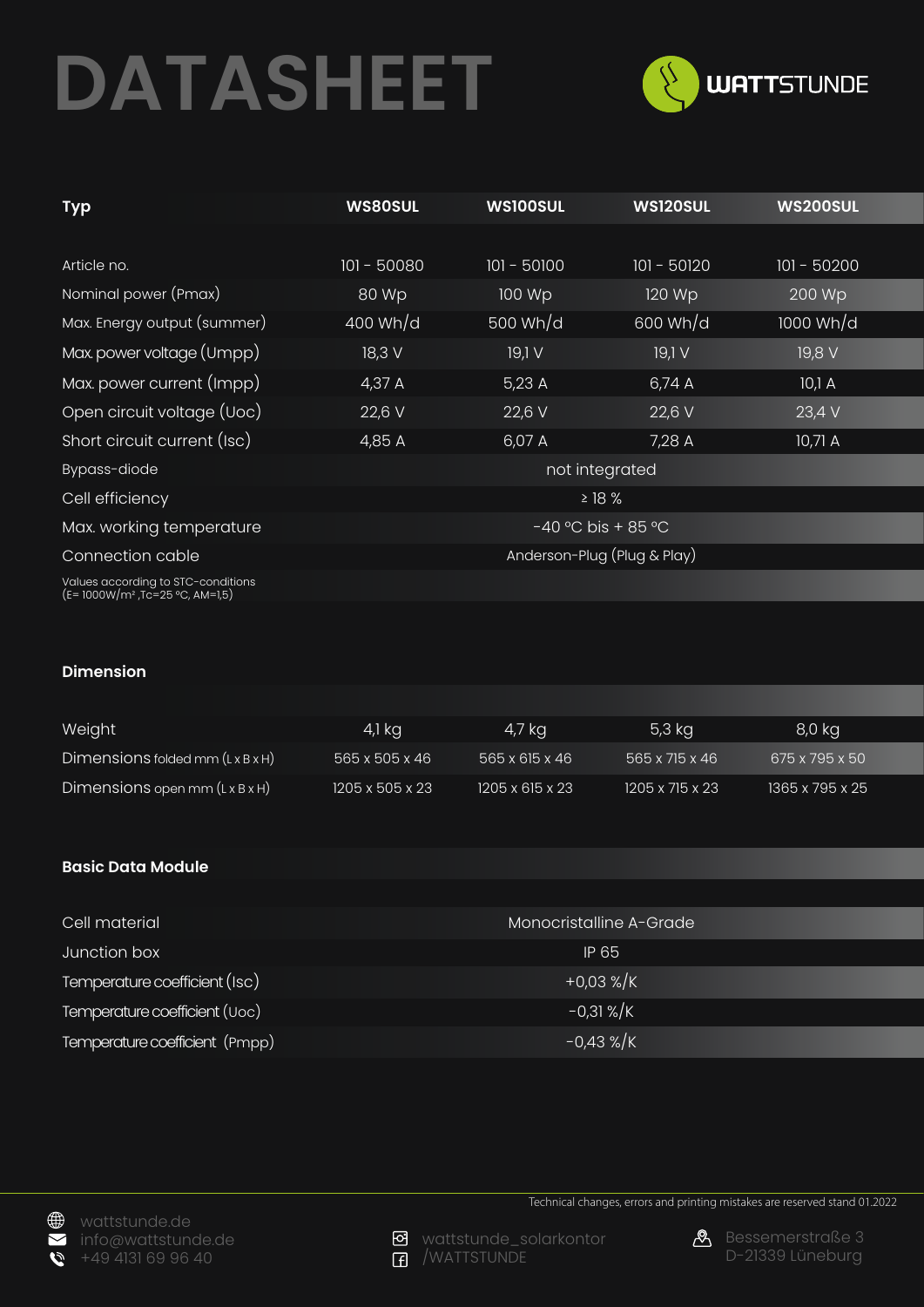# DATASHEET

WATTSTUNDE

| Typ | WS80SUL | WS100SUL | WS120SUL | WS200SUL |
|---|---|---|---|---|
| Article no. | 101 - 50080 | 101 - 50100 | 101 - 50120 | 101 - 50200 |
| Nominal power (Pmax) | 80 Wp | 100 Wp | 120 Wp | 200 Wp |
| Max. Energy output (summer) | 400 Wh/d | 500 Wh/d | 600 Wh/d | 1000 Wh/d |
| Max. power voltage (Umpp) | 18,3 V | 19,1 V | 19,1 V | 19,8 V |
| Max. power current (Impp) | 4,37 A | 5,23 A | 6,74 A | 10,1 A |
| Open circuit voltage (Uoc) | 22,6 V | 22,6 V | 22,6 V | 23,4 V |
| Short circuit current (Isc) | 4,85 A | 6,07 A | 7,28 A | 10,71 A |
| Bypass-diode | not integrated | | | |
| Cell efficiency | ≥ 18 % | | | |
| Max. working temperature | -40 °C bis + 85 °C | | | |
| Connection cable | Anderson-Plug (Plug & Play) | | | |

Values according to STC-conditions (E= 1000W/m² ,Tc=25 °C, AM=1,5)

## Dimension

| | | | | |
|---|---|---|---|---|
| Weight | 4,1 kg | 4,7 kg | 5,3 kg | 8,0 kg |
| Dimensions folded mm (L x B x H) | 565 x 505 x 46 | 565 x 615 x 46 | 565 x 715 x 46 | 675 x 795 x 50 |
| Dimensions open mm (L x B x H) | 1205 x 505 x 23 | 1205 x 615 x 23 | 1205 x 715 x 23 | 1365 x 795 x 25 |

## Basic Data Module

| | |
|---|---|
| Cell material | Monocristalline A-Grade |
| Junction box | IP 65 |
| Temperature coefficient (Isc) | +0,03 %/K |
| Temperature coefficient (Uoc) | -0,31 %/K |
| Temperature coefficient (Pmpp) | -0,43 %/K |

Technical changes, errors and printing mistakes are reserved stand 01.2022

wattstunde.de
info@wattstunde.de
+49 4131 69 96 40

wattstunde_solarkontor
/WATTSTUNDE

Bessemerstraße 3
D-21339 Lüneburg